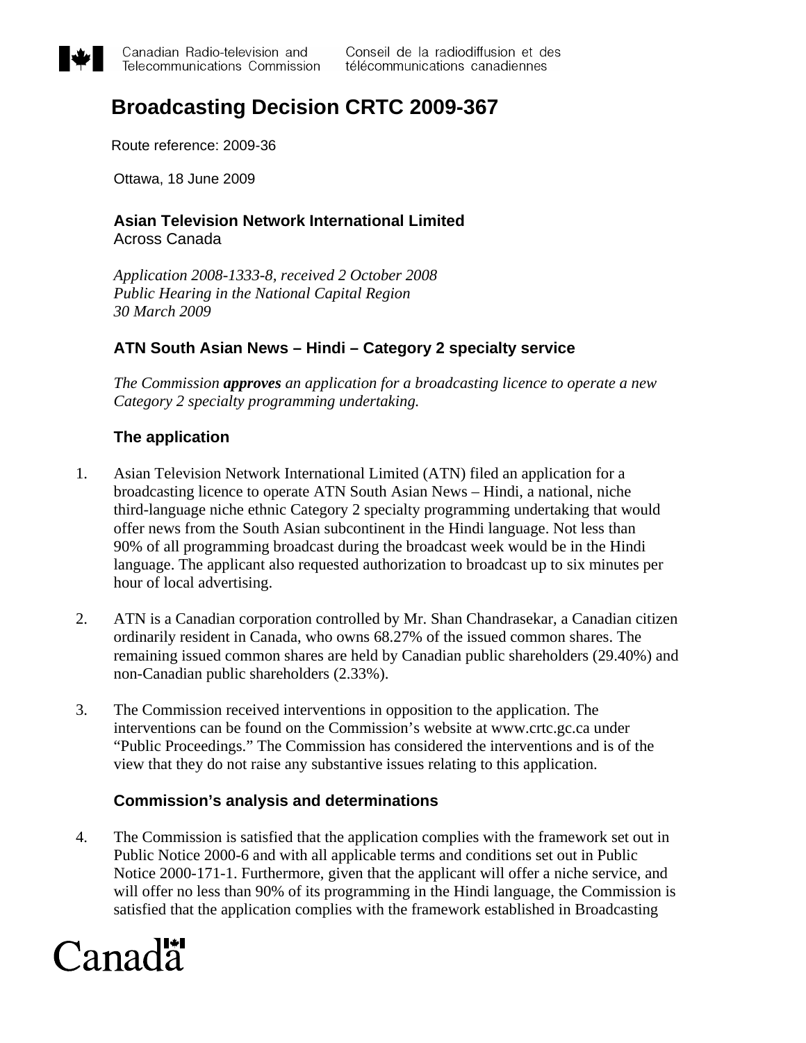Canadian Radio-television and Telecommunications Commission | Conseil de la radiodiffusion et des télécommunications canadiennes

# Broadcasting Decision CRTC 2009-367

Route reference: 2009-36

Ottawa, 18 June 2009

**Asian Television Network International Limited**
Across Canada

*Application 2008-1333-8, received 2 October 2008*
*Public Hearing in the National Capital Region*
*30 March 2009*

## ATN South Asian News – Hindi – Category 2 specialty service

*The Commission **approves** an application for a broadcasting licence to operate a new Category 2 specialty programming undertaking.*

## The application

1. Asian Television Network International Limited (ATN) filed an application for a broadcasting licence to operate ATN South Asian News – Hindi, a national, niche third-language niche ethnic Category 2 specialty programming undertaking that would offer news from the South Asian subcontinent in the Hindi language. Not less than 90% of all programming broadcast during the broadcast week would be in the Hindi language. The applicant also requested authorization to broadcast up to six minutes per hour of local advertising.

2. ATN is a Canadian corporation controlled by Mr. Shan Chandrasekar, a Canadian citizen ordinarily resident in Canada, who owns 68.27% of the issued common shares. The remaining issued common shares are held by Canadian public shareholders (29.40%) and non-Canadian public shareholders (2.33%).

3. The Commission received interventions in opposition to the application. The interventions can be found on the Commission's website at www.crtc.gc.ca under "Public Proceedings." The Commission has considered the interventions and is of the view that they do not raise any substantive issues relating to this application.

## Commission's analysis and determinations

4. The Commission is satisfied that the application complies with the framework set out in Public Notice 2000-6 and with all applicable terms and conditions set out in Public Notice 2000-171-1. Furthermore, given that the applicant will offer a niche service, and will offer no less than 90% of its programming in the Hindi language, the Commission is satisfied that the application complies with the framework established in Broadcasting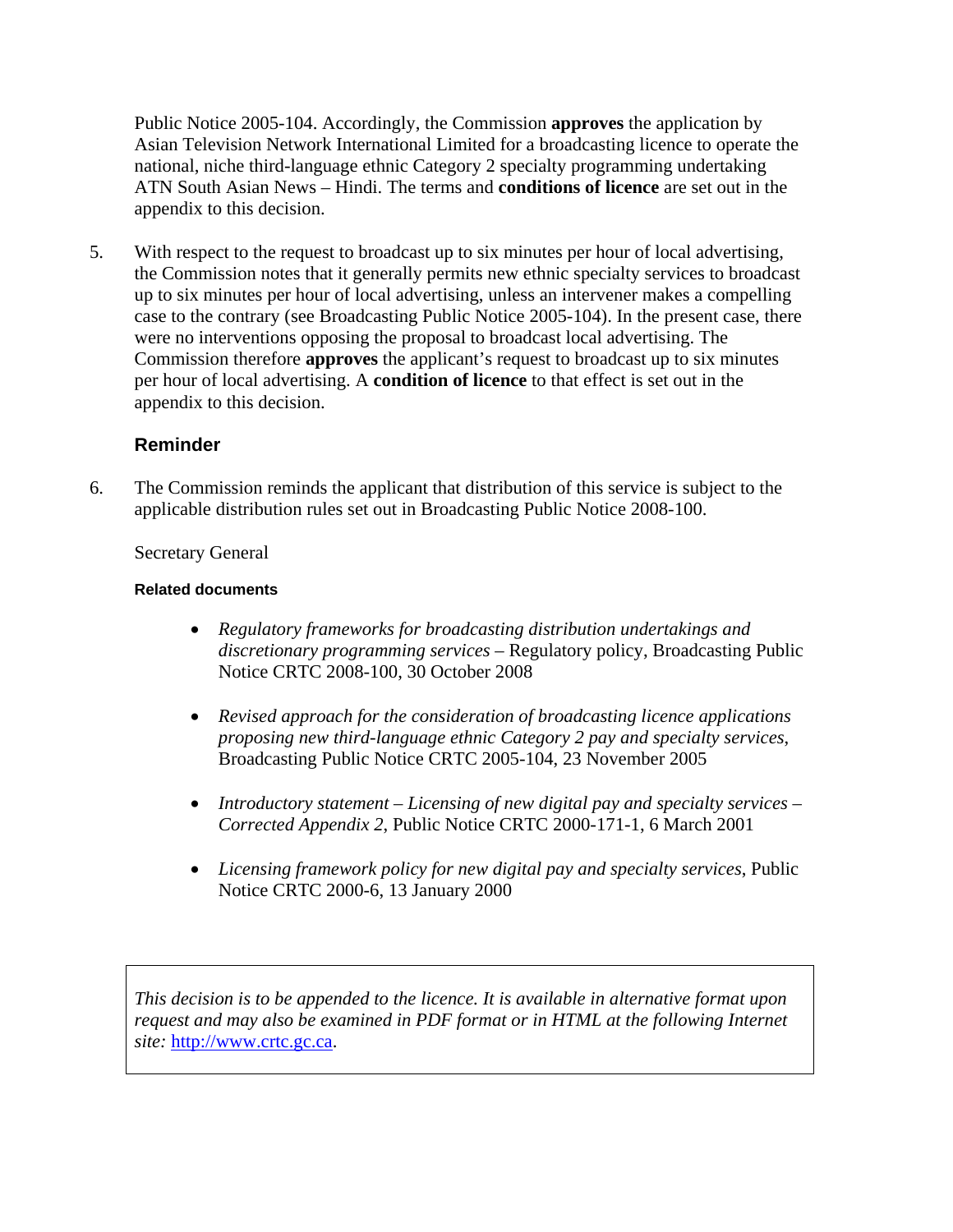Public Notice 2005-104. Accordingly, the Commission **approves** the application by Asian Television Network International Limited for a broadcasting licence to operate the national, niche third-language ethnic Category 2 specialty programming undertaking ATN South Asian News – Hindi. The terms and **conditions of licence** are set out in the appendix to this decision.

5. With respect to the request to broadcast up to six minutes per hour of local advertising, the Commission notes that it generally permits new ethnic specialty services to broadcast up to six minutes per hour of local advertising, unless an intervener makes a compelling case to the contrary (see Broadcasting Public Notice 2005-104). In the present case, there were no interventions opposing the proposal to broadcast local advertising. The Commission therefore **approves** the applicant's request to broadcast up to six minutes per hour of local advertising. A **condition of licence** to that effect is set out in the appendix to this decision.

## Reminder

6. The Commission reminds the applicant that distribution of this service is subject to the applicable distribution rules set out in Broadcasting Public Notice 2008-100.

Secretary General

#### Related documents

- *Regulatory frameworks for broadcasting distribution undertakings and discretionary programming services* – Regulatory policy, Broadcasting Public Notice CRTC 2008-100, 30 October 2008

- *Revised approach for the consideration of broadcasting licence applications proposing new third-language ethnic Category 2 pay and specialty services*, Broadcasting Public Notice CRTC 2005-104, 23 November 2005

- *Introductory statement – Licensing of new digital pay and specialty services – Corrected Appendix 2*, Public Notice CRTC 2000-171-1, 6 March 2001

- *Licensing framework policy for new digital pay and specialty services*, Public Notice CRTC 2000-6, 13 January 2000

*This decision is to be appended to the licence. It is available in alternative format upon request and may also be examined in PDF format or in HTML at the following Internet site:* http://www.crtc.gc.ca.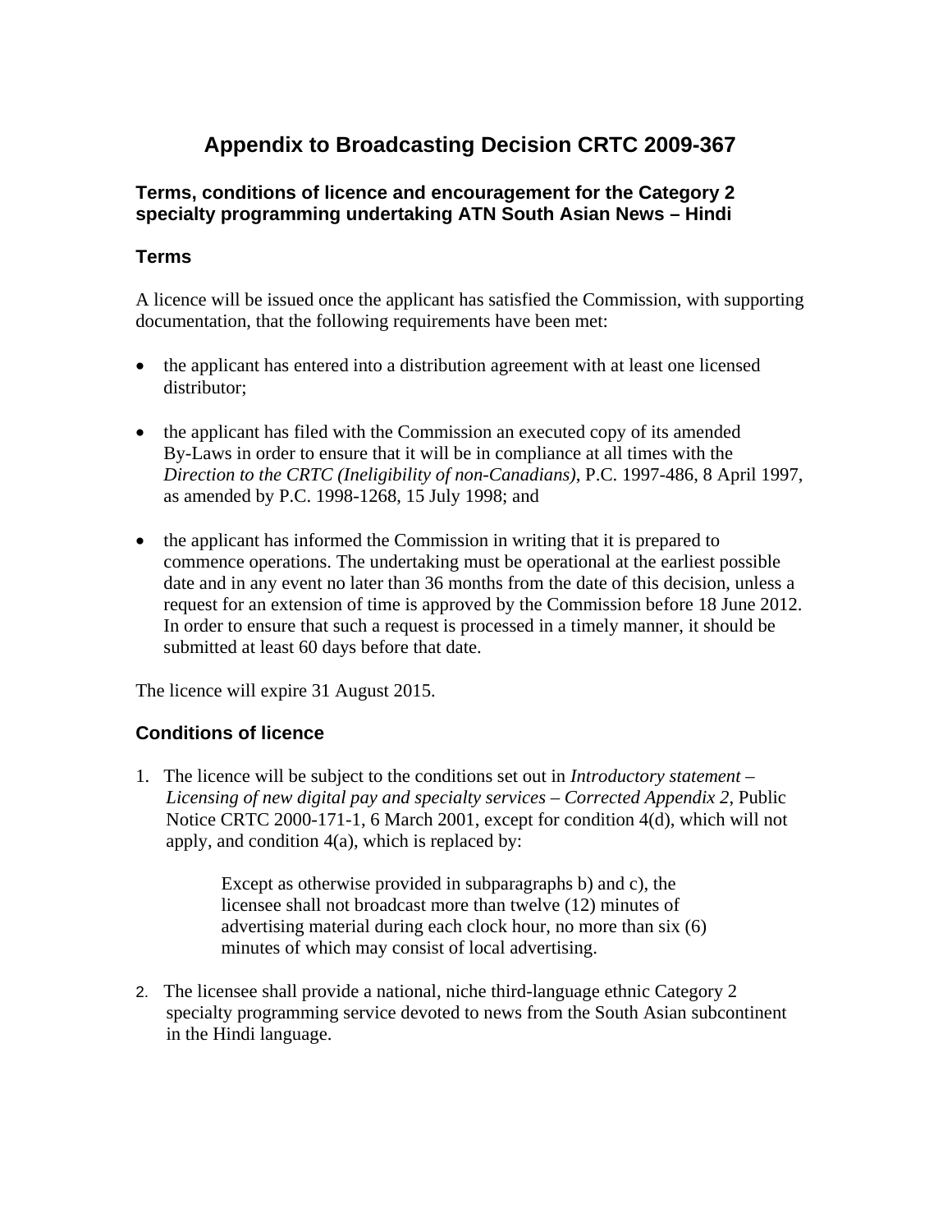# Appendix to Broadcasting Decision CRTC 2009-367

### Terms, conditions of licence and encouragement for the Category 2 specialty programming undertaking ATN South Asian News – Hindi

## Terms

A licence will be issued once the applicant has satisfied the Commission, with supporting documentation, that the following requirements have been met:

- the applicant has entered into a distribution agreement with at least one licensed distributor;
- the applicant has filed with the Commission an executed copy of its amended By-Laws in order to ensure that it will be in compliance at all times with the *Direction to the CRTC (Ineligibility of non-Canadians)*, P.C. 1997-486, 8 April 1997, as amended by P.C. 1998-1268, 15 July 1998; and
- the applicant has informed the Commission in writing that it is prepared to commence operations. The undertaking must be operational at the earliest possible date and in any event no later than 36 months from the date of this decision, unless a request for an extension of time is approved by the Commission before 18 June 2012. In order to ensure that such a request is processed in a timely manner, it should be submitted at least 60 days before that date.

The licence will expire 31 August 2015.

## Conditions of licence

1. The licence will be subject to the conditions set out in *Introductory statement – Licensing of new digital pay and specialty services – Corrected Appendix 2*, Public Notice CRTC 2000-171-1, 6 March 2001, except for condition 4(d), which will not apply, and condition 4(a), which is replaced by:

   > Except as otherwise provided in subparagraphs b) and c), the licensee shall not broadcast more than twelve (12) minutes of advertising material during each clock hour, no more than six (6) minutes of which may consist of local advertising.

2. The licensee shall provide a national, niche third-language ethnic Category 2 specialty programming service devoted to news from the South Asian subcontinent in the Hindi language.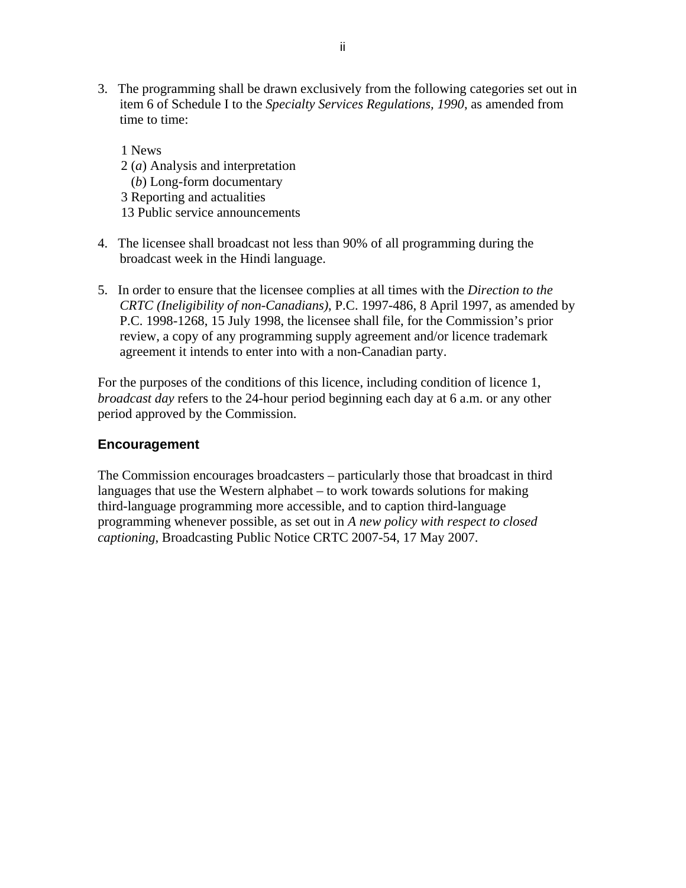3. The programming shall be drawn exclusively from the following categories set out in item 6 of Schedule I to the *Specialty Services Regulations, 1990*, as amended from time to time:

   1 News
   2 (*a*) Analysis and interpretation
      (*b*) Long-form documentary
   3 Reporting and actualities
   13 Public service announcements

4. The licensee shall broadcast not less than 90% of all programming during the broadcast week in the Hindi language.

5. In order to ensure that the licensee complies at all times with the *Direction to the CRTC (Ineligibility of non-Canadians)*, P.C. 1997-486, 8 April 1997, as amended by P.C. 1998-1268, 15 July 1998, the licensee shall file, for the Commission's prior review, a copy of any programming supply agreement and/or licence trademark agreement it intends to enter into with a non-Canadian party.

For the purposes of the conditions of this licence, including condition of licence 1, *broadcast day* refers to the 24-hour period beginning each day at 6 a.m. or any other period approved by the Commission.

## Encouragement

The Commission encourages broadcasters – particularly those that broadcast in third languages that use the Western alphabet – to work towards solutions for making third-language programming more accessible, and to caption third-language programming whenever possible, as set out in *A new policy with respect to closed captioning*, Broadcasting Public Notice CRTC 2007-54, 17 May 2007.